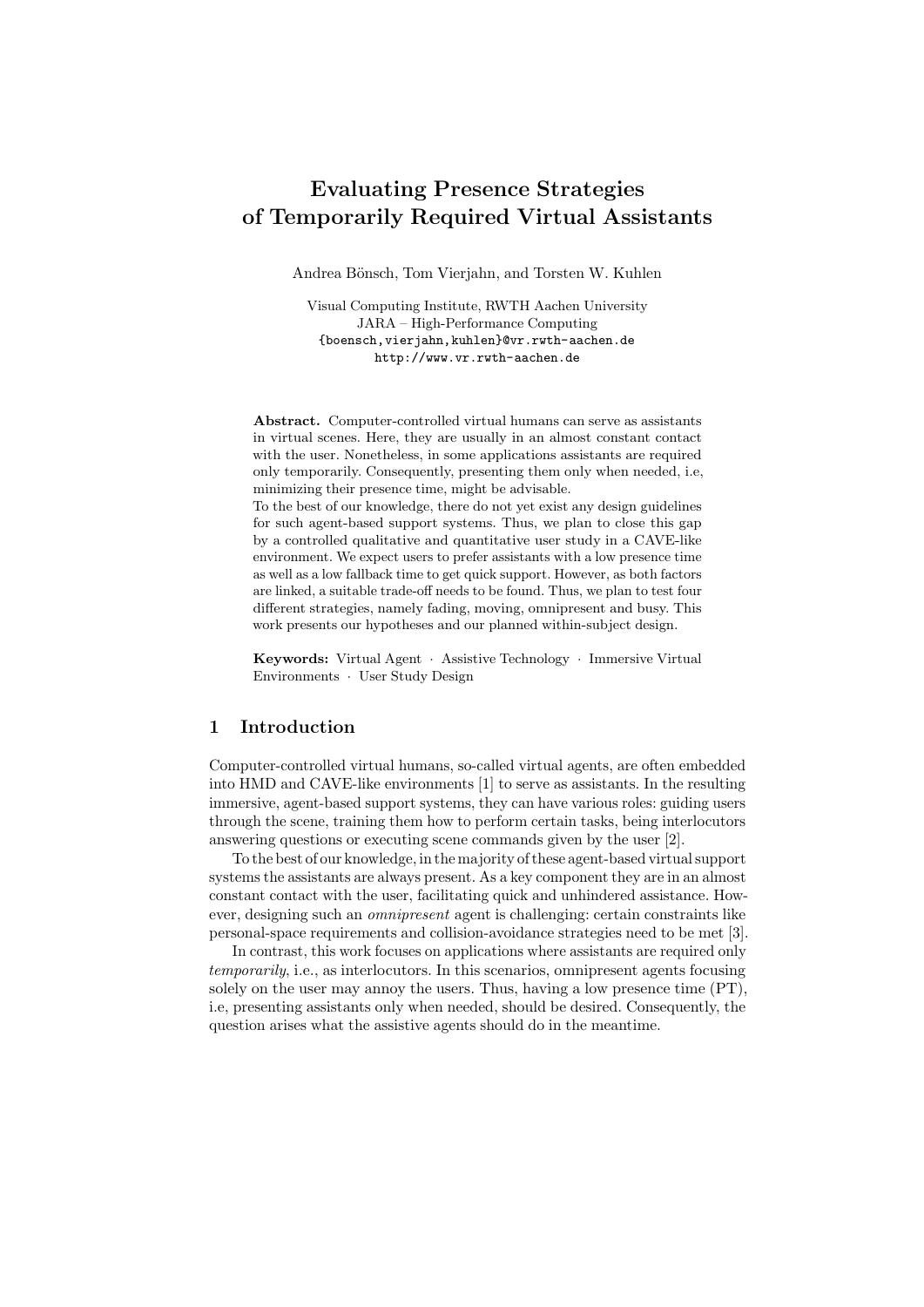# Evaluating Presence Strategies of Temporarily Required Virtual Assistants

Andrea Bönsch, Tom Vierjahn, and Torsten W. Kuhlen

Visual Computing Institute, RWTH Aachen University
JARA – High-Performance Computing
{boensch,vierjahn,kuhlen}@vr.rwth-aachen.de
http://www.vr.rwth-aachen.de

**Abstract.** Computer-controlled virtual humans can serve as assistants in virtual scenes. Here, they are usually in an almost constant contact with the user. Nonetheless, in some applications assistants are required only temporarily. Consequently, presenting them only when needed, i.e, minimizing their presence time, might be advisable.
To the best of our knowledge, there do not yet exist any design guidelines for such agent-based support systems. Thus, we plan to close this gap by a controlled qualitative and quantitative user study in a CAVE-like environment. We expect users to prefer assistants with a low presence time as well as a low fallback time to get quick support. However, as both factors are linked, a suitable trade-off needs to be found. Thus, we plan to test four different strategies, namely fading, moving, omnipresent and busy. This work presents our hypotheses and our planned within-subject design.

**Keywords:** Virtual Agent · Assistive Technology · Immersive Virtual Environments · User Study Design

## 1 Introduction

Computer-controlled virtual humans, so-called virtual agents, are often embedded into HMD and CAVE-like environments [1] to serve as assistants. In the resulting immersive, agent-based support systems, they can have various roles: guiding users through the scene, training them how to perform certain tasks, being interlocutors answering questions or executing scene commands given by the user [2].

To the best of our knowledge, in the majority of these agent-based virtual support systems the assistants are always present. As a key component they are in an almost constant contact with the user, facilitating quick and unhindered assistance. However, designing such an *omnipresent* agent is challenging: certain constraints like personal-space requirements and collision-avoidance strategies need to be met [3].

In contrast, this work focuses on applications where assistants are required only *temporarily*, i.e., as interlocutors. In this scenarios, omnipresent agents focusing solely on the user may annoy the users. Thus, having a low presence time (PT), i.e, presenting assistants only when needed, should be desired. Consequently, the question arises what the assistive agents should do in the meantime.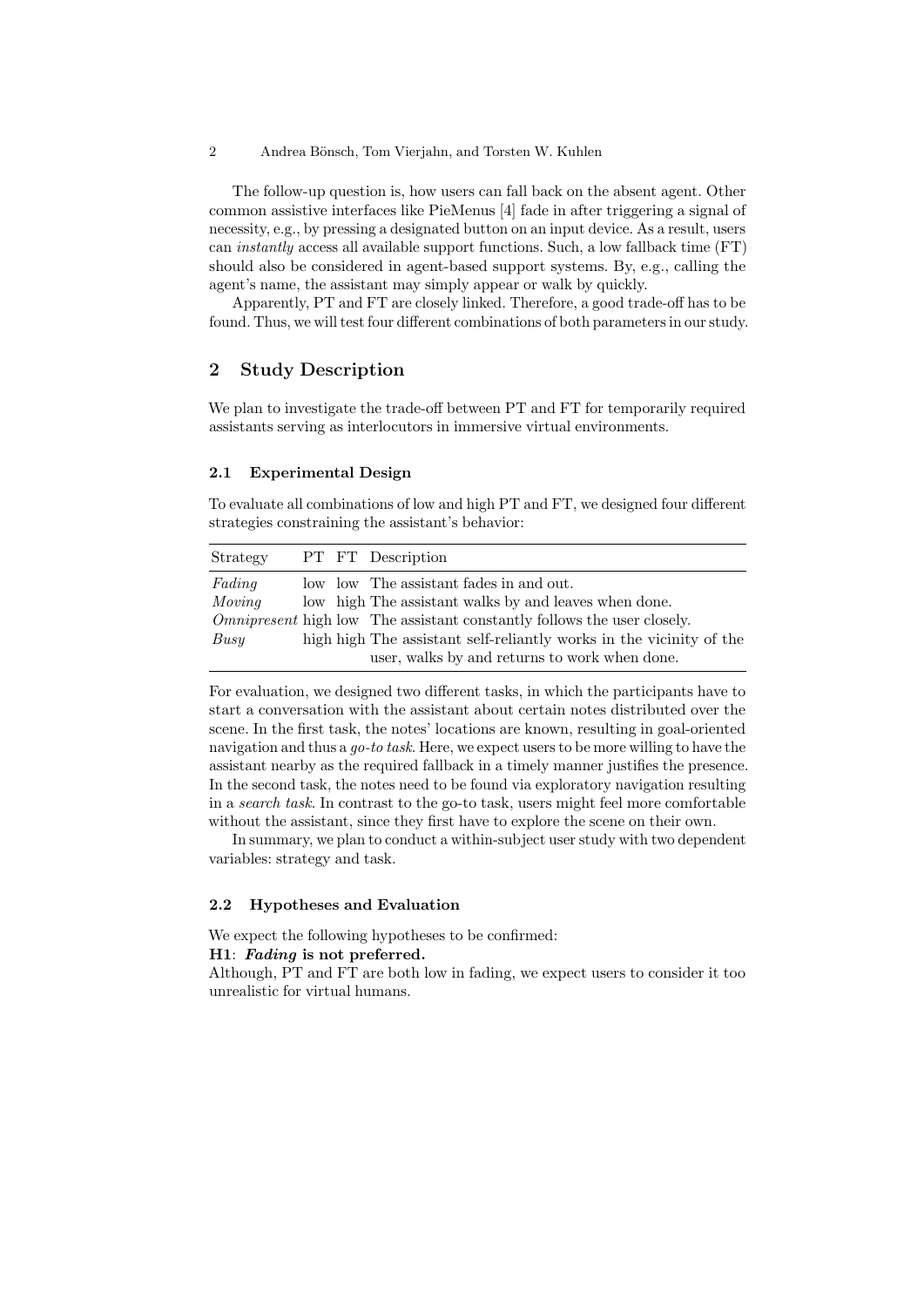The follow-up question is, how users can fall back on the absent agent. Other common assistive interfaces like PieMenus [4] fade in after triggering a signal of necessity, e.g., by pressing a designated button on an input device. As a result, users can *instantly* access all available support functions. Such, a low fallback time (FT) should also be considered in agent-based support systems. By, e.g., calling the agent's name, the assistant may simply appear or walk by quickly.

Apparently, PT and FT are closely linked. Therefore, a good trade-off has to be found. Thus, we will test four different combinations of both parameters in our study.

## 2 Study Description

We plan to investigate the trade-off between PT and FT for temporarily required assistants serving as interlocutors in immersive virtual environments.

### 2.1 Experimental Design

To evaluate all combinations of low and high PT and FT, we designed four different strategies constraining the assistant's behavior:

| Strategy | PT | FT | Description |
|---|---|---|---|
| *Fading* | low | low | The assistant fades in and out. |
| *Moving* | low | high | The assistant walks by and leaves when done. |
| *Omnipresent* | high | low | The assistant constantly follows the user closely. |
| *Busy* | high | high | The assistant self-reliantly works in the vicinity of the user, walks by and returns to work when done. |

For evaluation, we designed two different tasks, in which the participants have to start a conversation with the assistant about certain notes distributed over the scene. In the first task, the notes' locations are known, resulting in goal-oriented navigation and thus a *go-to task*. Here, we expect users to be more willing to have the assistant nearby as the required fallback in a timely manner justifies the presence. In the second task, the notes need to be found via exploratory navigation resulting in a *search task*. In contrast to the go-to task, users might feel more comfortable without the assistant, since they first have to explore the scene on their own.

In summary, we plan to conduct a within-subject user study with two dependent variables: strategy and task.

### 2.2 Hypotheses and Evaluation

We expect the following hypotheses to be confirmed:

**H1**: ***Fading*** **is not preferred.**

Although, PT and FT are both low in fading, we expect users to consider it too unrealistic for virtual humans.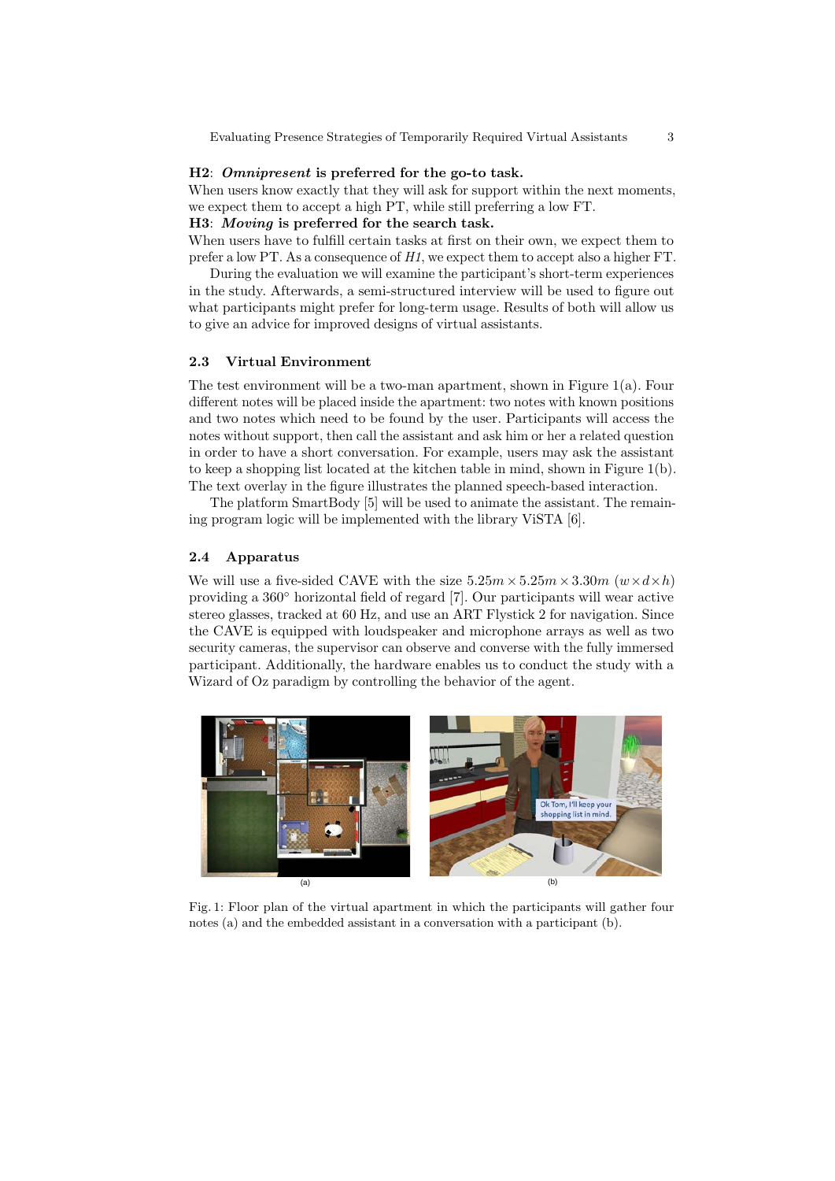**H2**: ***Omnipresent* is preferred for the go-to task.**
When users know exactly that they will ask for support within the next moments, we expect them to accept a high PT, while still preferring a low FT.
**H3**: ***Moving* is preferred for the search task.**
When users have to fulfill certain tasks at first on their own, we expect them to prefer a low PT. As a consequence of *H1*, we expect them to accept also a higher FT.

During the evaluation we will examine the participant's short-term experiences in the study. Afterwards, a semi-structured interview will be used to figure out what participants might prefer for long-term usage. Results of both will allow us to give an advice for improved designs of virtual assistants.

### 2.3 Virtual Environment

The test environment will be a two-man apartment, shown in Figure 1(a). Four different notes will be placed inside the apartment: two notes with known positions and two notes which need to be found by the user. Participants will access the notes without support, then call the assistant and ask him or her a related question in order to have a short conversation. For example, users may ask the assistant to keep a shopping list located at the kitchen table in mind, shown in Figure 1(b). The text overlay in the figure illustrates the planned speech-based interaction.

The platform SmartBody [5] will be used to animate the assistant. The remaining program logic will be implemented with the library ViSTA [6].

### 2.4 Apparatus

We will use a five-sided CAVE with the size $5.25m \times 5.25m \times 3.30m$ $(w \times d \times h)$ providing a 360° horizontal field of regard [7]. Our participants will wear active stereo glasses, tracked at 60 Hz, and use an ART Flystick 2 for navigation. Since the CAVE is equipped with loudspeaker and microphone arrays as well as two security cameras, the supervisor can observe and converse with the fully immersed participant. Additionally, the hardware enables us to conduct the study with a Wizard of Oz paradigm by controlling the behavior of the agent.

Fig. 1: Floor plan of the virtual apartment in which the participants will gather four notes (a) and the embedded assistant in a conversation with a participant (b).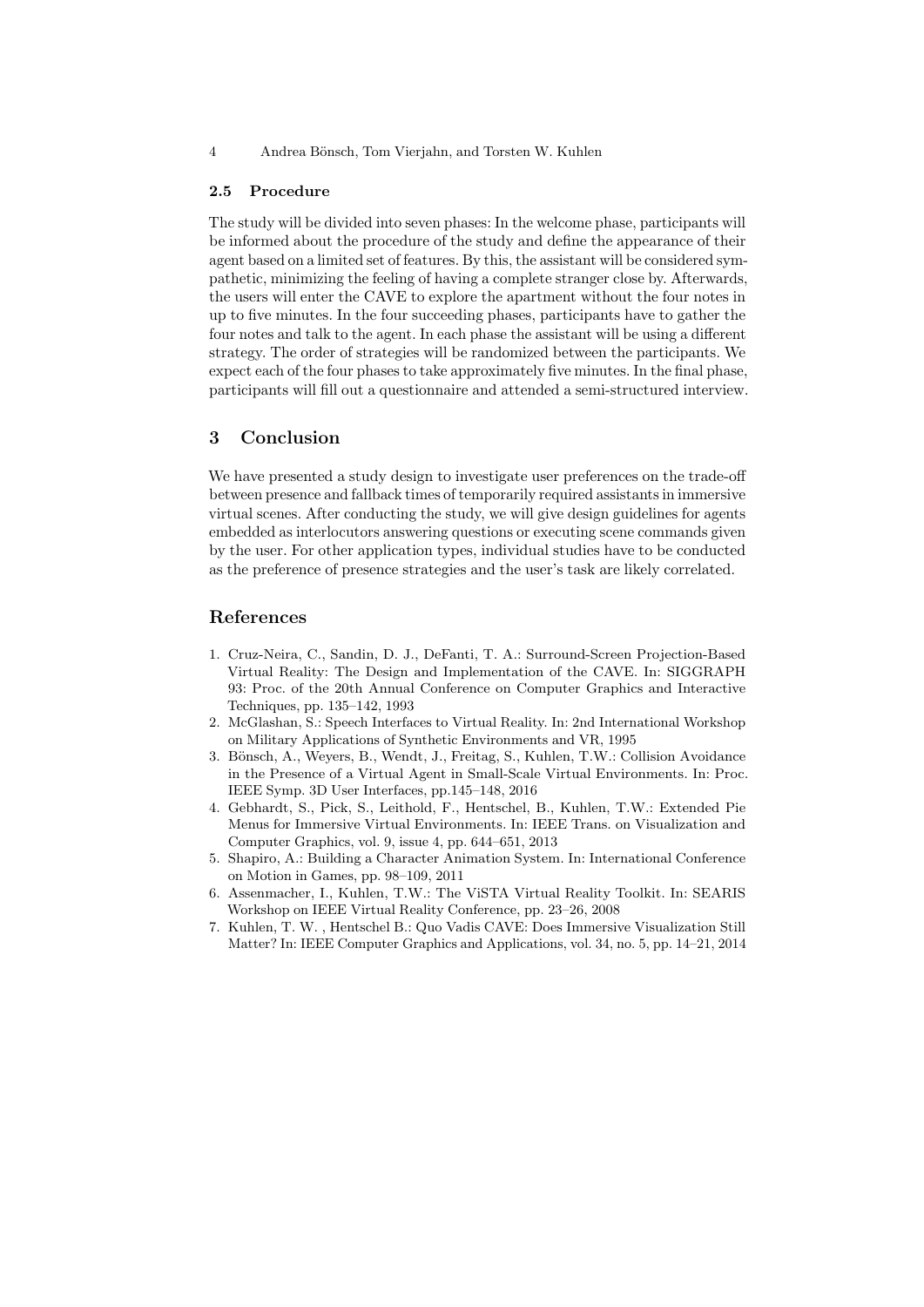### 2.5 Procedure

The study will be divided into seven phases: In the welcome phase, participants will be informed about the procedure of the study and define the appearance of their agent based on a limited set of features. By this, the assistant will be considered sympathetic, minimizing the feeling of having a complete stranger close by. Afterwards, the users will enter the CAVE to explore the apartment without the four notes in up to five minutes. In the four succeeding phases, participants have to gather the four notes and talk to the agent. In each phase the assistant will be using a different strategy. The order of strategies will be randomized between the participants. We expect each of the four phases to take approximately five minutes. In the final phase, participants will fill out a questionnaire and attended a semi-structured interview.

## 3 Conclusion

We have presented a study design to investigate user preferences on the trade-off between presence and fallback times of temporarily required assistants in immersive virtual scenes. After conducting the study, we will give design guidelines for agents embedded as interlocutors answering questions or executing scene commands given by the user. For other application types, individual studies have to be conducted as the preference of presence strategies and the user's task are likely correlated.

## References

1. Cruz-Neira, C., Sandin, D. J., DeFanti, T. A.: Surround-Screen Projection-Based Virtual Reality: The Design and Implementation of the CAVE. In: SIGGRAPH 93: Proc. of the 20th Annual Conference on Computer Graphics and Interactive Techniques, pp. 135–142, 1993
2. McGlashan, S.: Speech Interfaces to Virtual Reality. In: 2nd International Workshop on Military Applications of Synthetic Environments and VR, 1995
3. Bönsch, A., Weyers, B., Wendt, J., Freitag, S., Kuhlen, T.W.: Collision Avoidance in the Presence of a Virtual Agent in Small-Scale Virtual Environments. In: Proc. IEEE Symp. 3D User Interfaces, pp.145–148, 2016
4. Gebhardt, S., Pick, S., Leithold, F., Hentschel, B., Kuhlen, T.W.: Extended Pie Menus for Immersive Virtual Environments. In: IEEE Trans. on Visualization and Computer Graphics, vol. 9, issue 4, pp. 644–651, 2013
5. Shapiro, A.: Building a Character Animation System. In: International Conference on Motion in Games, pp. 98–109, 2011
6. Assenmacher, I., Kuhlen, T.W.: The ViSTA Virtual Reality Toolkit. In: SEARIS Workshop on IEEE Virtual Reality Conference, pp. 23–26, 2008
7. Kuhlen, T. W. , Hentschel B.: Quo Vadis CAVE: Does Immersive Visualization Still Matter? In: IEEE Computer Graphics and Applications, vol. 34, no. 5, pp. 14–21, 2014